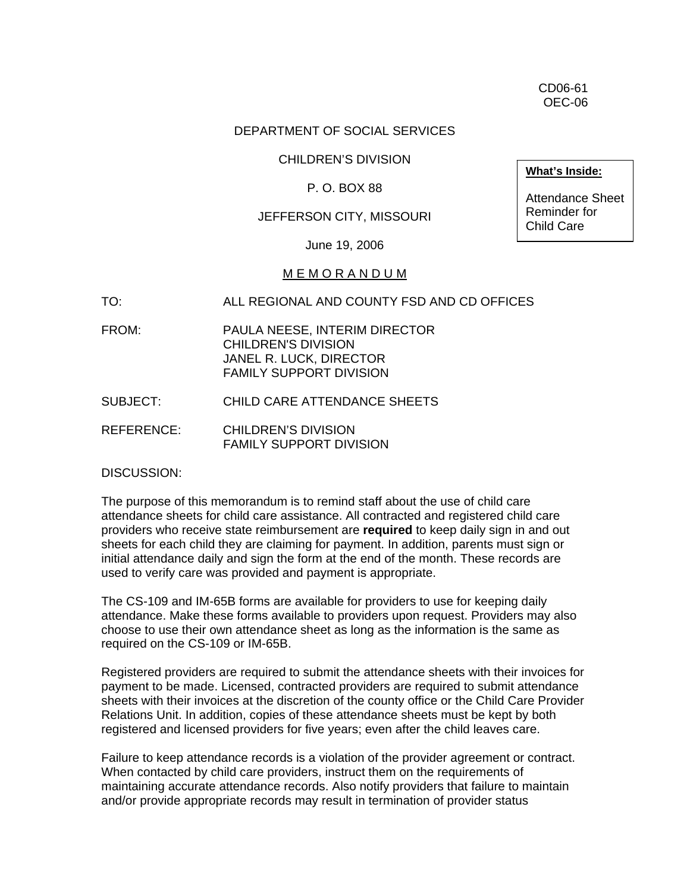CD06-61
OEC-06

DEPARTMENT OF SOCIAL SERVICES

CHILDREN'S DIVISION

P. O. BOX 88

JEFFERSON CITY, MISSOURI

June 19, 2006

**What's Inside:**

Attendance Sheet Reminder for Child Care

M E M O R A N D U M

TO: ALL REGIONAL AND COUNTY FSD AND CD OFFICES

FROM: PAULA NEESE, INTERIM DIRECTOR
CHILDREN'S DIVISION
JANEL R. LUCK, DIRECTOR
FAMILY SUPPORT DIVISION

SUBJECT: CHILD CARE ATTENDANCE SHEETS

REFERENCE: CHILDREN'S DIVISION
FAMILY SUPPORT DIVISION

DISCUSSION:

The purpose of this memorandum is to remind staff about the use of child care attendance sheets for child care assistance. All contracted and registered child care providers who receive state reimbursement are **required** to keep daily sign in and out sheets for each child they are claiming for payment. In addition, parents must sign or initial attendance daily and sign the form at the end of the month. These records are used to verify care was provided and payment is appropriate.

The CS-109 and IM-65B forms are available for providers to use for keeping daily attendance. Make these forms available to providers upon request. Providers may also choose to use their own attendance sheet as long as the information is the same as required on the CS-109 or IM-65B.

Registered providers are required to submit the attendance sheets with their invoices for payment to be made. Licensed, contracted providers are required to submit attendance sheets with their invoices at the discretion of the county office or the Child Care Provider Relations Unit. In addition, copies of these attendance sheets must be kept by both registered and licensed providers for five years; even after the child leaves care.

Failure to keep attendance records is a violation of the provider agreement or contract. When contacted by child care providers, instruct them on the requirements of maintaining accurate attendance records. Also notify providers that failure to maintain and/or provide appropriate records may result in termination of provider status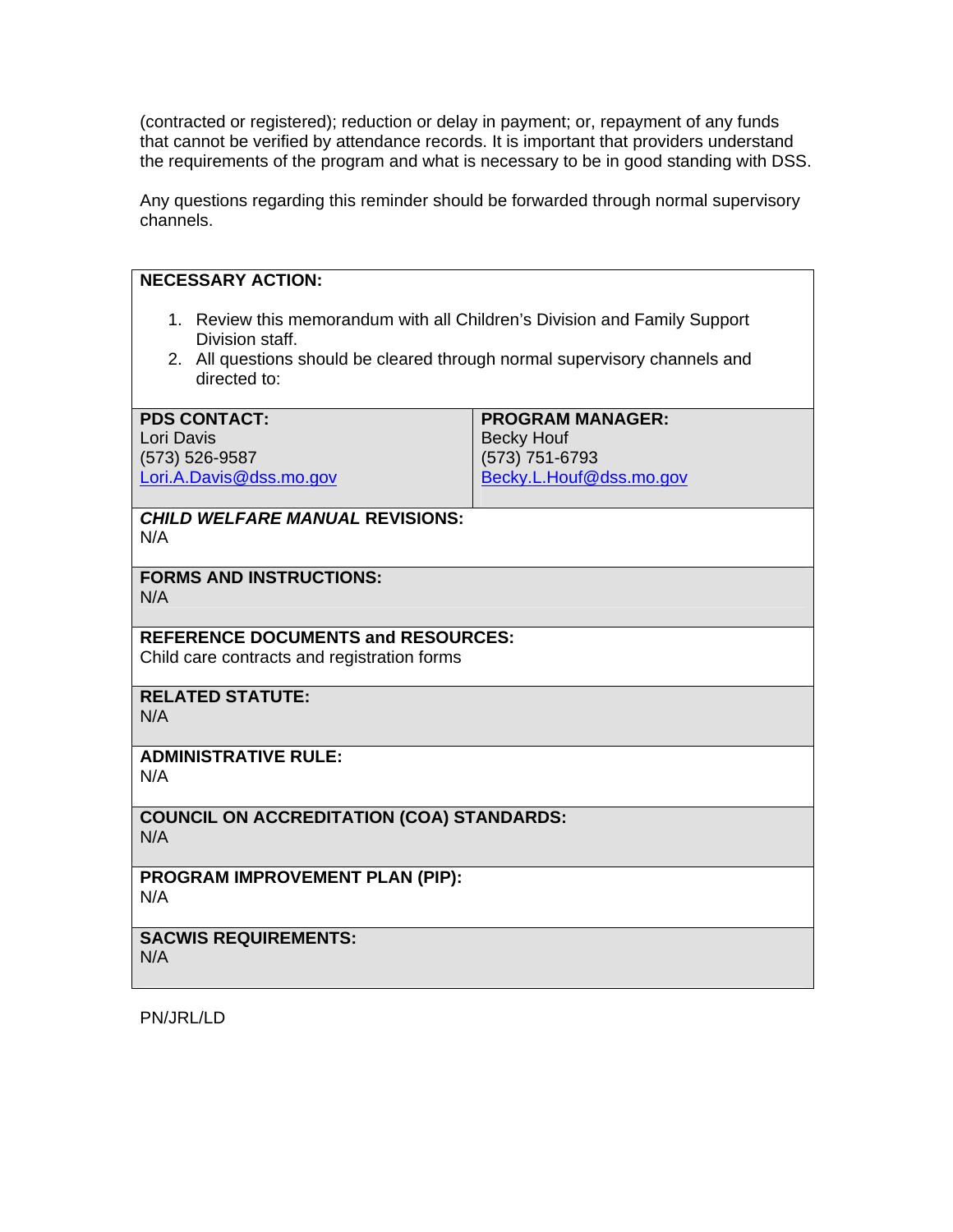(contracted or registered); reduction or delay in payment; or, repayment of any funds that cannot be verified by attendance records. It is important that providers understand the requirements of the program and what is necessary to be in good standing with DSS.

Any questions regarding this reminder should be forwarded through normal supervisory channels.

**NECESSARY ACTION:**

1. Review this memorandum with all Children's Division and Family Support Division staff.
2. All questions should be cleared through normal supervisory channels and directed to:

| **PDS CONTACT:** | **PROGRAM MANAGER:** |
|---|---|
| Lori Davis<br>(573) 526-9587<br>Lori.A.Davis@dss.mo.gov | Becky Houf<br>(573) 751-6793<br>Becky.L.Houf@dss.mo.gov |

***CHILD WELFARE MANUAL* REVISIONS:**
N/A

**FORMS AND INSTRUCTIONS:**
N/A

**REFERENCE DOCUMENTS and RESOURCES:**
Child care contracts and registration forms

**RELATED STATUTE:**
N/A

**ADMINISTRATIVE RULE:**
N/A

**COUNCIL ON ACCREDITATION (COA) STANDARDS:**
N/A

**PROGRAM IMPROVEMENT PLAN (PIP):**
N/A

**SACWIS REQUIREMENTS:**
N/A

PN/JRL/LD